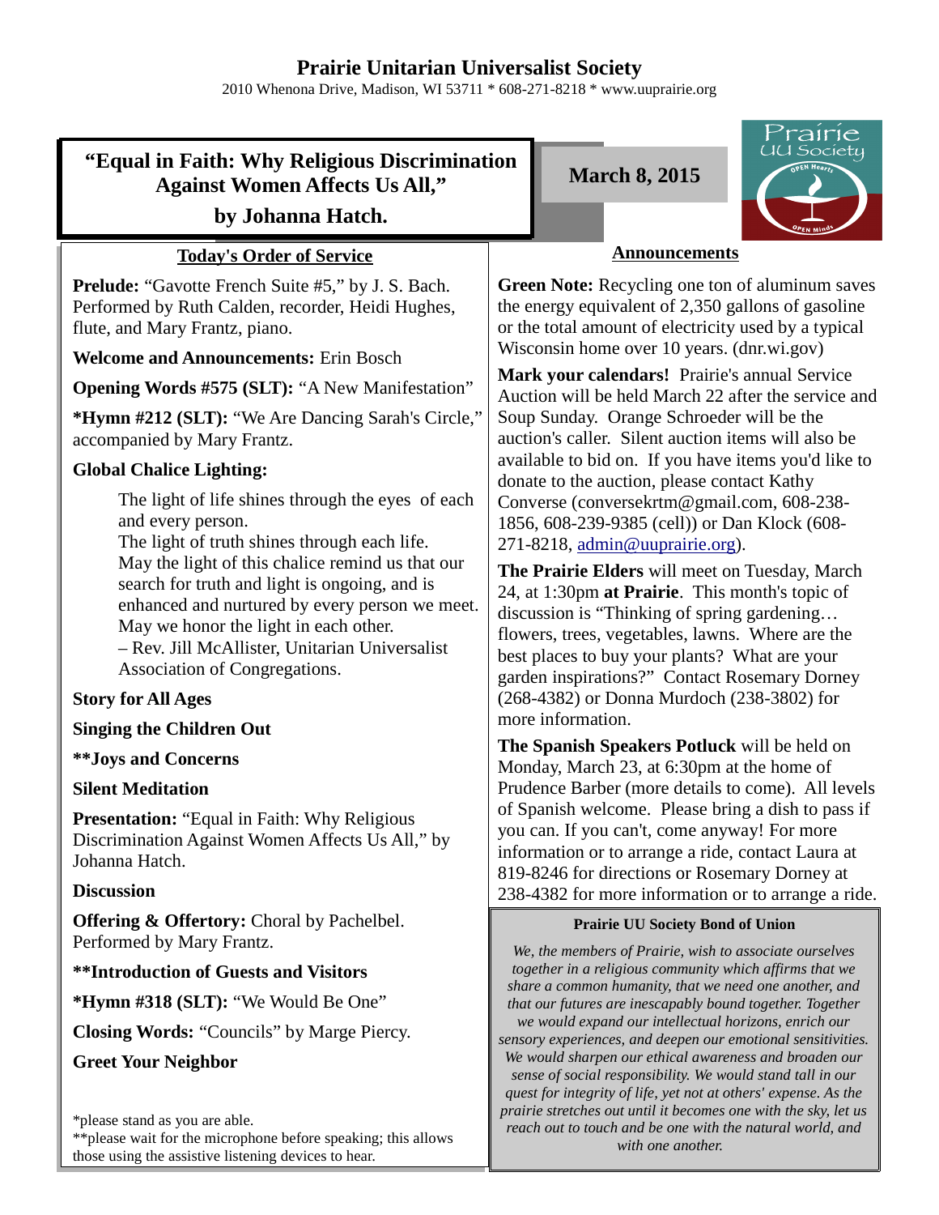# Prairie Unitarian Universalist Society

2010 Whenona Drive, Madison, WI 53711 * 608-271-8218 * www.uuprairie.org

## "Equal in Faith: Why Religious Discrimination Against Women Affects Us All," by Johanna Hatch.

**March 8, 2015**

### Today's Order of Service

**Prelude:** "Gavotte French Suite #5," by J. S. Bach. Performed by Ruth Calden, recorder, Heidi Hughes, flute, and Mary Frantz, piano.

**Welcome and Announcements:** Erin Bosch

**Opening Words #575 (SLT):** "A New Manifestation"

***Hymn #212 (SLT):** "We Are Dancing Sarah's Circle," accompanied by Mary Frantz.

**Global Chalice Lighting:**

> The light of life shines through the eyes of each and every person.
> The light of truth shines through each life.
> May the light of this chalice remind us that our search for truth and light is ongoing, and is enhanced and nurtured by every person we meet.
> May we honor the light in each other.
> – Rev. Jill McAllister, Unitarian Universalist Association of Congregations.

**Story for All Ages**

**Singing the Children Out**

****Joys and Concerns**

**Silent Meditation**

**Presentation:** "Equal in Faith: Why Religious Discrimination Against Women Affects Us All," by Johanna Hatch.

**Discussion**

**Offering & Offertory:** Choral by Pachelbel. Performed by Mary Frantz.

****Introduction of Guests and Visitors**

***Hymn #318 (SLT):** "We Would Be One"

**Closing Words:** "Councils" by Marge Piercy.

**Greet Your Neighbor**

*please stand as you are able.
**please wait for the microphone before speaking; this allows those using the assistive listening devices to hear.

### Announcements

**Green Note:** Recycling one ton of aluminum saves the energy equivalent of 2,350 gallons of gasoline or the total amount of electricity used by a typical Wisconsin home over 10 years. (dnr.wi.gov)

**Mark your calendars!** Prairie's annual Service Auction will be held March 22 after the service and Soup Sunday. Orange Schroeder will be the auction's caller. Silent auction items will also be available to bid on. If you have items you'd like to donate to the auction, please contact Kathy Converse (conversekrtm@gmail.com, 608-238-1856, 608-239-9385 (cell)) or Dan Klock (608-271-8218, admin@uuprairie.org).

**The Prairie Elders** will meet on Tuesday, March 24, at 1:30pm **at Prairie**. This month's topic of discussion is "Thinking of spring gardening… flowers, trees, vegetables, lawns. Where are the best places to buy your plants? What are your garden inspirations?" Contact Rosemary Dorney (268-4382) or Donna Murdoch (238-3802) for more information.

**The Spanish Speakers Potluck** will be held on Monday, March 23, at 6:30pm at the home of Prudence Barber (more details to come). All levels of Spanish welcome. Please bring a dish to pass if you can. If you can't, come anyway! For more information or to arrange a ride, contact Laura at 819-8246 for directions or Rosemary Dorney at 238-4382 for more information or to arrange a ride.

**Prairie UU Society Bond of Union**

*We, the members of Prairie, wish to associate ourselves together in a religious community which affirms that we share a common humanity, that we need one another, and that our futures are inescapably bound together. Together we would expand our intellectual horizons, enrich our sensory experiences, and deepen our emotional sensitivities. We would sharpen our ethical awareness and broaden our sense of social responsibility. We would stand tall in our quest for integrity of life, yet not at others' expense. As the prairie stretches out until it becomes one with the sky, let us reach out to touch and be one with the natural world, and with one another.*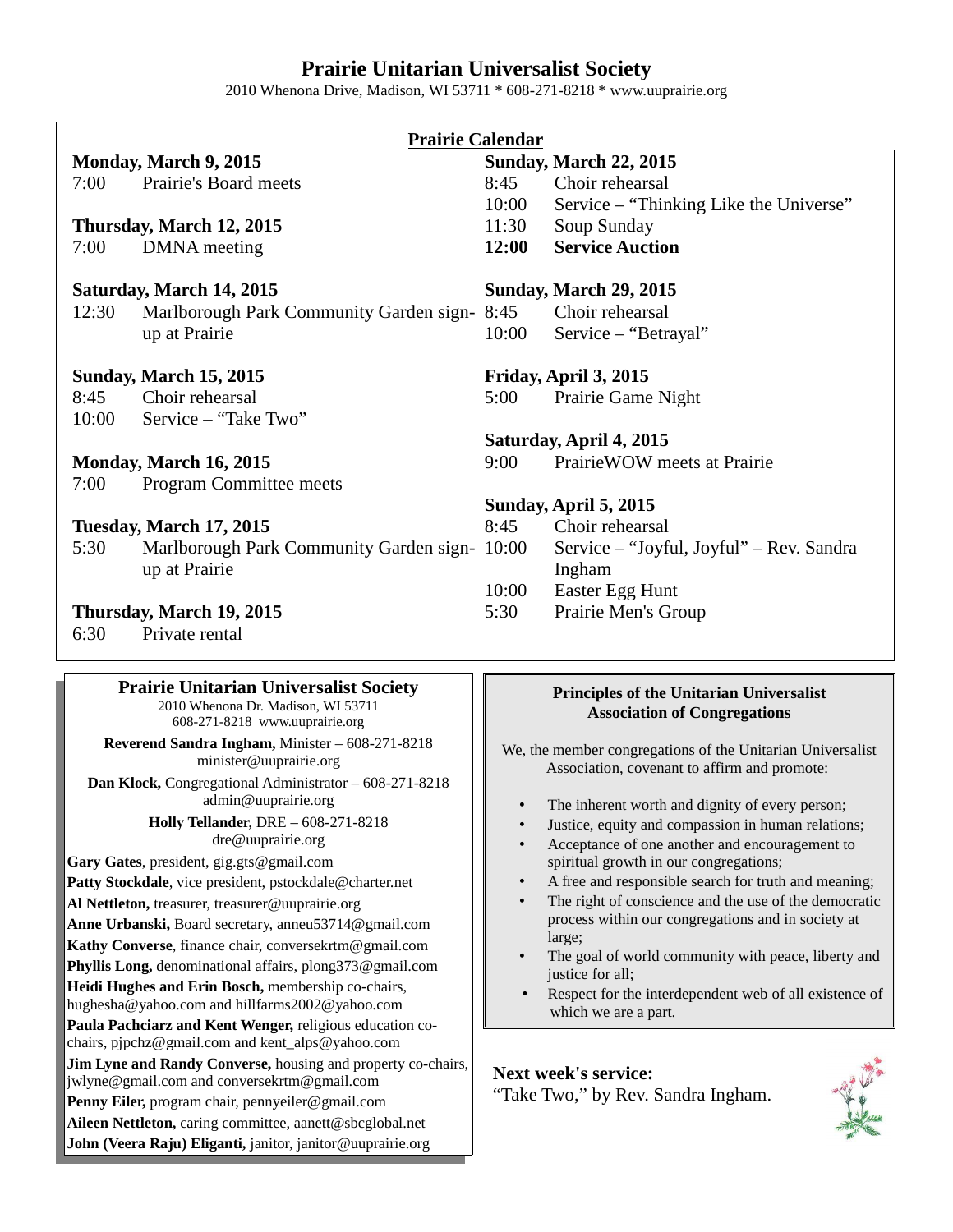# Prairie Unitarian Universalist Society

2010 Whenona Drive, Madison, WI 53711 * 608-271-8218 * www.uuprairie.org

## Prairie Calendar

**Monday, March 9, 2015**
7:00 Prairie's Board meets

**Thursday, March 12, 2015**
7:00 DMNA meeting

**Saturday, March 14, 2015**
12:30 Marlborough Park Community Garden sign-up at Prairie

**Sunday, March 15, 2015**
8:45 Choir rehearsal
10:00 Service – "Take Two"

**Monday, March 16, 2015**
7:00 Program Committee meets

**Tuesday, March 17, 2015**
5:30 Marlborough Park Community Garden sign-up at Prairie

**Thursday, March 19, 2015**
6:30 Private rental

**Sunday, March 22, 2015**
8:45 Choir rehearsal
10:00 Service – "Thinking Like the Universe"
11:30 Soup Sunday
**12:00 Service Auction**

**Sunday, March 29, 2015**
8:45 Choir rehearsal
10:00 Service – "Betrayal"

**Friday, April 3, 2015**
5:00 Prairie Game Night

**Saturday, April 4, 2015**
9:00 PrairieWOW meets at Prairie

**Sunday, April 5, 2015**
8:45 Choir rehearsal
10:00 Service – "Joyful, Joyful" – Rev. Sandra Ingham
10:00 Easter Egg Hunt
5:30 Prairie Men's Group

### Prairie Unitarian Universalist Society

2010 Whenona Dr. Madison, WI 53711
608-271-8218 www.uuprairie.org

**Reverend Sandra Ingham,** Minister – 608-271-8218
minister@uuprairie.org

**Dan Klock,** Congregational Administrator – 608-271-8218
admin@uuprairie.org

**Holly Tellander**, DRE – 608-271-8218
dre@uuprairie.org

**Gary Gates**, president, gig.gts@gmail.com
**Patty Stockdale**, vice president, pstockdale@charter.net
**Al Nettleton,** treasurer, treasurer@uuprairie.org
**Anne Urbanski,** Board secretary, anneu53714@gmail.com
**Kathy Converse**, finance chair, conversekrtm@gmail.com
**Phyllis Long,** denominational affairs, plong373@gmail.com
**Heidi Hughes and Erin Bosch,** membership co-chairs, hughesha@yahoo.com and hillfarms2002@yahoo.com
**Paula Pachciarz and Kent Wenger,** religious education co-chairs, pjpchz@gmail.com and kent_alps@yahoo.com
**Jim Lyne and Randy Converse,** housing and property co-chairs, jwlyne@gmail.com and conversekrtm@gmail.com
**Penny Eiler,** program chair, pennyeiler@gmail.com
**Aileen Nettleton,** caring committee, aanett@sbcglobal.net
**John (Veera Raju) Eliganti,** janitor, janitor@uuprairie.org

### Principles of the Unitarian Universalist Association of Congregations

We, the member congregations of the Unitarian Universalist Association, covenant to affirm and promote:

- The inherent worth and dignity of every person;
- Justice, equity and compassion in human relations;
- Acceptance of one another and encouragement to spiritual growth in our congregations;
- A free and responsible search for truth and meaning;
- The right of conscience and the use of the democratic process within our congregations and in society at large;
- The goal of world community with peace, liberty and justice for all;
- Respect for the interdependent web of all existence of which we are a part.

**Next week's service:**
"Take Two," by Rev. Sandra Ingham.